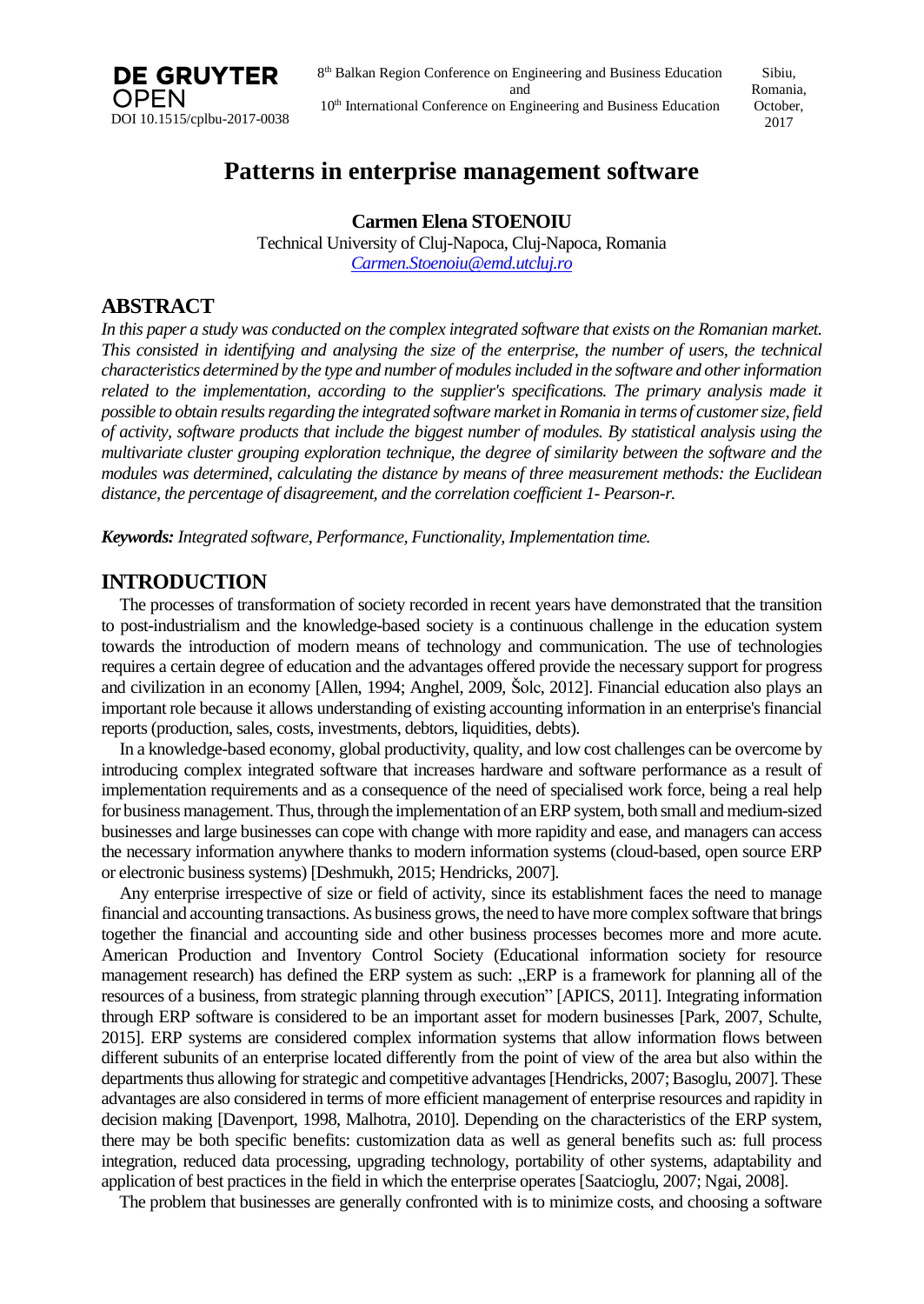# Patterns in enterprise management software

**Carmen Elena STOENOIU**

Technical University of Cluj-Napoca, Cluj-Napoca, Romania

*Carmen.Stoenoiu@emd.utcluj.ro*

## ABSTRACT

*In this paper a study was conducted on the complex integrated software that exists on the Romanian market. This consisted in identifying and analysing the size of the enterprise, the number of users, the technical characteristics determined by the type and number of modules included in the software and other information related to the implementation, according to the supplier's specifications. The primary analysis made it possible to obtain results regarding the integrated software market in Romania in terms of customer size, field of activity, software products that include the biggest number of modules. By statistical analysis using the multivariate cluster grouping exploration technique, the degree of similarity between the software and the modules was determined, calculating the distance by means of three measurement methods: the Euclidean distance, the percentage of disagreement, and the correlation coefficient 1- Pearson-r.*

***Keywords:*** *Integrated software, Performance, Functionality, Implementation time.*

## INTRODUCTION

The processes of transformation of society recorded in recent years have demonstrated that the transition to post-industrialism and the knowledge-based society is a continuous challenge in the education system towards the introduction of modern means of technology and communication. The use of technologies requires a certain degree of education and the advantages offered provide the necessary support for progress and civilization in an economy [Allen, 1994; Anghel, 2009, Šolc, 2012]. Financial education also plays an important role because it allows understanding of existing accounting information in an enterprise's financial reports (production, sales, costs, investments, debtors, liquidities, debts).

In a knowledge-based economy, global productivity, quality, and low cost challenges can be overcome by introducing complex integrated software that increases hardware and software performance as a result of implementation requirements and as a consequence of the need of specialised work force, being a real help for business management. Thus, through the implementation of an ERP system, both small and medium-sized businesses and large businesses can cope with change with more rapidity and ease, and managers can access the necessary information anywhere thanks to modern information systems (cloud-based, open source ERP or electronic business systems) [Deshmukh, 2015; Hendricks, 2007].

Any enterprise irrespective of size or field of activity, since its establishment faces the need to manage financial and accounting transactions. As business grows, the need to have more complex software that brings together the financial and accounting side and other business processes becomes more and more acute. American Production and Inventory Control Society (Educational information society for resource management research) has defined the ERP system as such: „ERP is a framework for planning all of the resources of a business, from strategic planning through execution" [APICS, 2011]. Integrating information through ERP software is considered to be an important asset for modern businesses [Park, 2007, Schulte, 2015]. ERP systems are considered complex information systems that allow information flows between different subunits of an enterprise located differently from the point of view of the area but also within the departments thus allowing for strategic and competitive advantages [Hendricks, 2007; Basoglu, 2007]. These advantages are also considered in terms of more efficient management of enterprise resources and rapidity in decision making [Davenport, 1998, Malhotra, 2010]. Depending on the characteristics of the ERP system, there may be both specific benefits: customization data as well as general benefits such as: full process integration, reduced data processing, upgrading technology, portability of other systems, adaptability and application of best practices in the field in which the enterprise operates [Saatcioglu, 2007; Ngai, 2008].

The problem that businesses are generally confronted with is to minimize costs, and choosing a software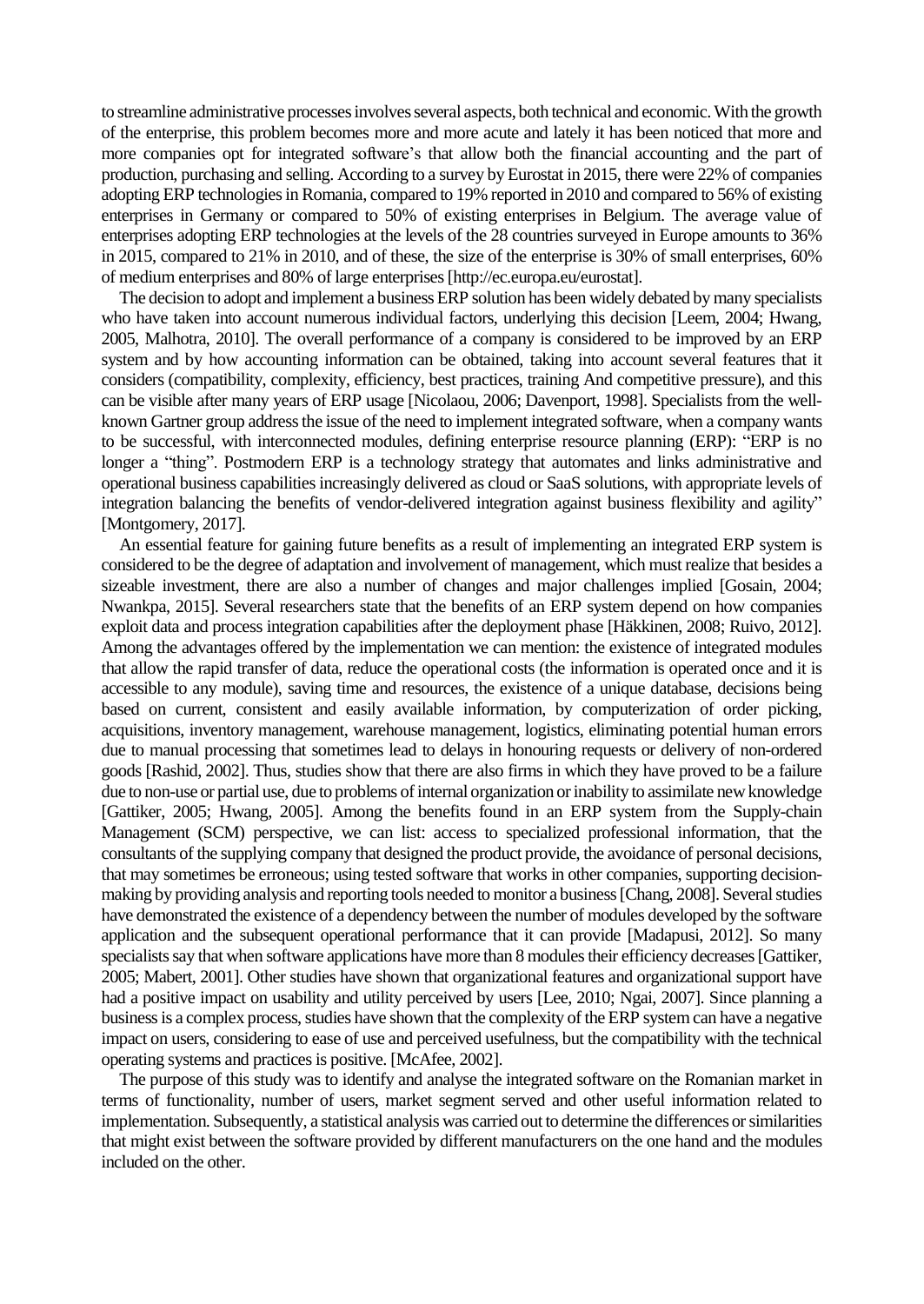to streamline administrative processes involves several aspects, both technical and economic. With the growth of the enterprise, this problem becomes more and more acute and lately it has been noticed that more and more companies opt for integrated software's that allow both the financial accounting and the part of production, purchasing and selling. According to a survey by Eurostat in 2015, there were 22% of companies adopting ERP technologies in Romania, compared to 19% reported in 2010 and compared to 56% of existing enterprises in Germany or compared to 50% of existing enterprises in Belgium. The average value of enterprises adopting ERP technologies at the levels of the 28 countries surveyed in Europe amounts to 36% in 2015, compared to 21% in 2010, and of these, the size of the enterprise is 30% of small enterprises, 60% of medium enterprises and 80% of large enterprises [http://ec.europa.eu/eurostat].

The decision to adopt and implement a business ERP solution has been widely debated by many specialists who have taken into account numerous individual factors, underlying this decision [Leem, 2004; Hwang, 2005, Malhotra, 2010]. The overall performance of a company is considered to be improved by an ERP system and by how accounting information can be obtained, taking into account several features that it considers (compatibility, complexity, efficiency, best practices, training And competitive pressure), and this can be visible after many years of ERP usage [Nicolaou, 2006; Davenport, 1998]. Specialists from the well-known Gartner group address the issue of the need to implement integrated software, when a company wants to be successful, with interconnected modules, defining enterprise resource planning (ERP): "ERP is no longer a "thing". Postmodern ERP is a technology strategy that automates and links administrative and operational business capabilities increasingly delivered as cloud or SaaS solutions, with appropriate levels of integration balancing the benefits of vendor-delivered integration against business flexibility and agility" [Montgomery, 2017].

An essential feature for gaining future benefits as a result of implementing an integrated ERP system is considered to be the degree of adaptation and involvement of management, which must realize that besides a sizeable investment, there are also a number of changes and major challenges implied [Gosain, 2004; Nwankpa, 2015]. Several researchers state that the benefits of an ERP system depend on how companies exploit data and process integration capabilities after the deployment phase [Häkkinen, 2008; Ruivo, 2012]. Among the advantages offered by the implementation we can mention: the existence of integrated modules that allow the rapid transfer of data, reduce the operational costs (the information is operated once and it is accessible to any module), saving time and resources, the existence of a unique database, decisions being based on current, consistent and easily available information, by computerization of order picking, acquisitions, inventory management, warehouse management, logistics, eliminating potential human errors due to manual processing that sometimes lead to delays in honouring requests or delivery of non-ordered goods [Rashid, 2002]. Thus, studies show that there are also firms in which they have proved to be a failure due to non-use or partial use, due to problems of internal organization or inability to assimilate new knowledge [Gattiker, 2005; Hwang, 2005]. Among the benefits found in an ERP system from the Supply-chain Management (SCM) perspective, we can list: access to specialized professional information, that the consultants of the supplying company that designed the product provide, the avoidance of personal decisions, that may sometimes be erroneous; using tested software that works in other companies, supporting decision-making by providing analysis and reporting tools needed to monitor a business [Chang, 2008]. Several studies have demonstrated the existence of a dependency between the number of modules developed by the software application and the subsequent operational performance that it can provide [Madapusi, 2012]. So many specialists say that when software applications have more than 8 modules their efficiency decreases [Gattiker, 2005; Mabert, 2001]. Other studies have shown that organizational features and organizational support have had a positive impact on usability and utility perceived by users [Lee, 2010; Ngai, 2007]. Since planning a business is a complex process, studies have shown that the complexity of the ERP system can have a negative impact on users, considering to ease of use and perceived usefulness, but the compatibility with the technical operating systems and practices is positive. [McAfee, 2002].

The purpose of this study was to identify and analyse the integrated software on the Romanian market in terms of functionality, number of users, market segment served and other useful information related to implementation. Subsequently, a statistical analysis was carried out to determine the differences or similarities that might exist between the software provided by different manufacturers on the one hand and the modules included on the other.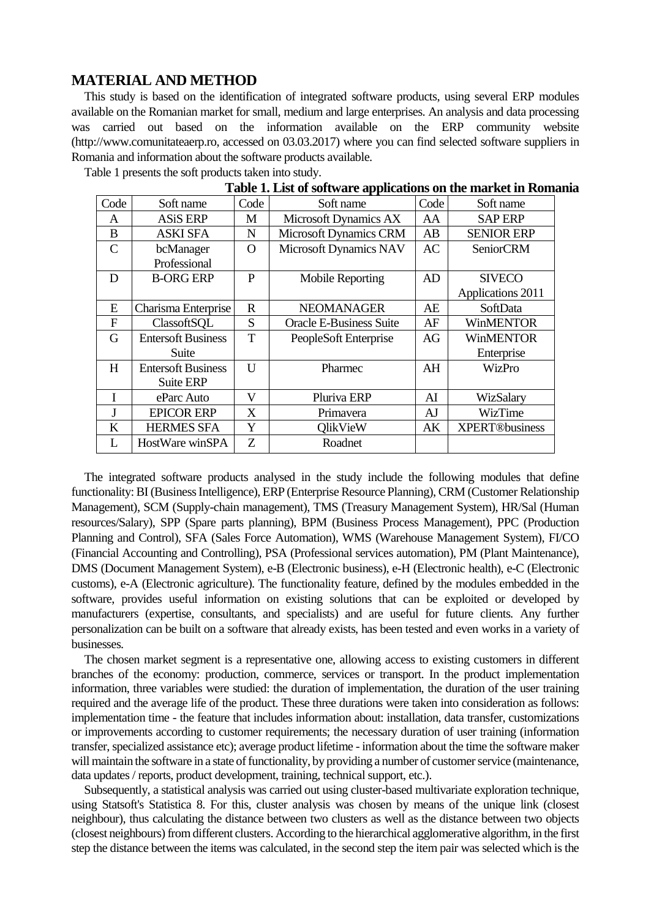## MATERIAL AND METHOD

This study is based on the identification of integrated software products, using several ERP modules available on the Romanian market for small, medium and large enterprises. An analysis and data processing was carried out based on the information available on the ERP community website (http://www.comunitateaerp.ro, accessed on 03.03.2017) where you can find selected software suppliers in Romania and information about the software products available.

Table 1 presents the soft products taken into study.

**Table 1. List of software applications on the market in Romania**

| Code | Soft name | Code | Soft name | Code | Soft name |
|---|---|---|---|---|---|
| A | ASiS ERP | M | Microsoft Dynamics AX | AA | SAP ERP |
| B | ASKI SFA | N | Microsoft Dynamics CRM | AB | SENIOR ERP |
| C | bcManager Professional | O | Microsoft Dynamics NAV | AC | SeniorCRM |
| D | B-ORG ERP | P | Mobile Reporting | AD | SIVECO Applications 2011 |
| E | Charisma Enterprise | R | NEOMANAGER | AE | SoftData |
| F | ClassoftSQL | S | Oracle E-Business Suite | AF | WinMENTOR |
| G | Entersoft Business Suite | T | PeopleSoft Enterprise | AG | WinMENTOR Enterprise |
| H | Entersoft Business Suite ERP | U | Pharmec | AH | WizPro |
| I | eParc Auto | V | Pluriva ERP | AI | WizSalary |
| J | EPICOR ERP | X | Primavera | AJ | WizTime |
| K | HERMES SFA | Y | QlikVieW | AK | XPERT®business |
| L | HostWare winSPA | Z | Roadnet | | |

The integrated software products analysed in the study include the following modules that define functionality: BI (Business Intelligence), ERP (Enterprise Resource Planning), CRM (Customer Relationship Management), SCM (Supply-chain management), TMS (Treasury Management System), HR/Sal (Human resources/Salary), SPP (Spare parts planning), BPM (Business Process Management), PPC (Production Planning and Control), SFA (Sales Force Automation), WMS (Warehouse Management System), FI/CO (Financial Accounting and Controlling), PSA (Professional services automation), PM (Plant Maintenance), DMS (Document Management System), e-B (Electronic business), e-H (Electronic health), e-C (Electronic customs), e-A (Electronic agriculture). The functionality feature, defined by the modules embedded in the software, provides useful information on existing solutions that can be exploited or developed by manufacturers (expertise, consultants, and specialists) and are useful for future clients. Any further personalization can be built on a software that already exists, has been tested and even works in a variety of businesses.

The chosen market segment is a representative one, allowing access to existing customers in different branches of the economy: production, commerce, services or transport. In the product implementation information, three variables were studied: the duration of implementation, the duration of the user training required and the average life of the product. These three durations were taken into consideration as follows: implementation time - the feature that includes information about: installation, data transfer, customizations or improvements according to customer requirements; the necessary duration of user training (information transfer, specialized assistance etc); average product lifetime - information about the time the software maker will maintain the software in a state of functionality, by providing a number of customer service (maintenance, data updates / reports, product development, training, technical support, etc.).

Subsequently, a statistical analysis was carried out using cluster-based multivariate exploration technique, using Statsoft's Statistica 8. For this, cluster analysis was chosen by means of the unique link (closest neighbour), thus calculating the distance between two clusters as well as the distance between two objects (closest neighbours) from different clusters. According to the hierarchical agglomerative algorithm, in the first step the distance between the items was calculated, in the second step the item pair was selected which is the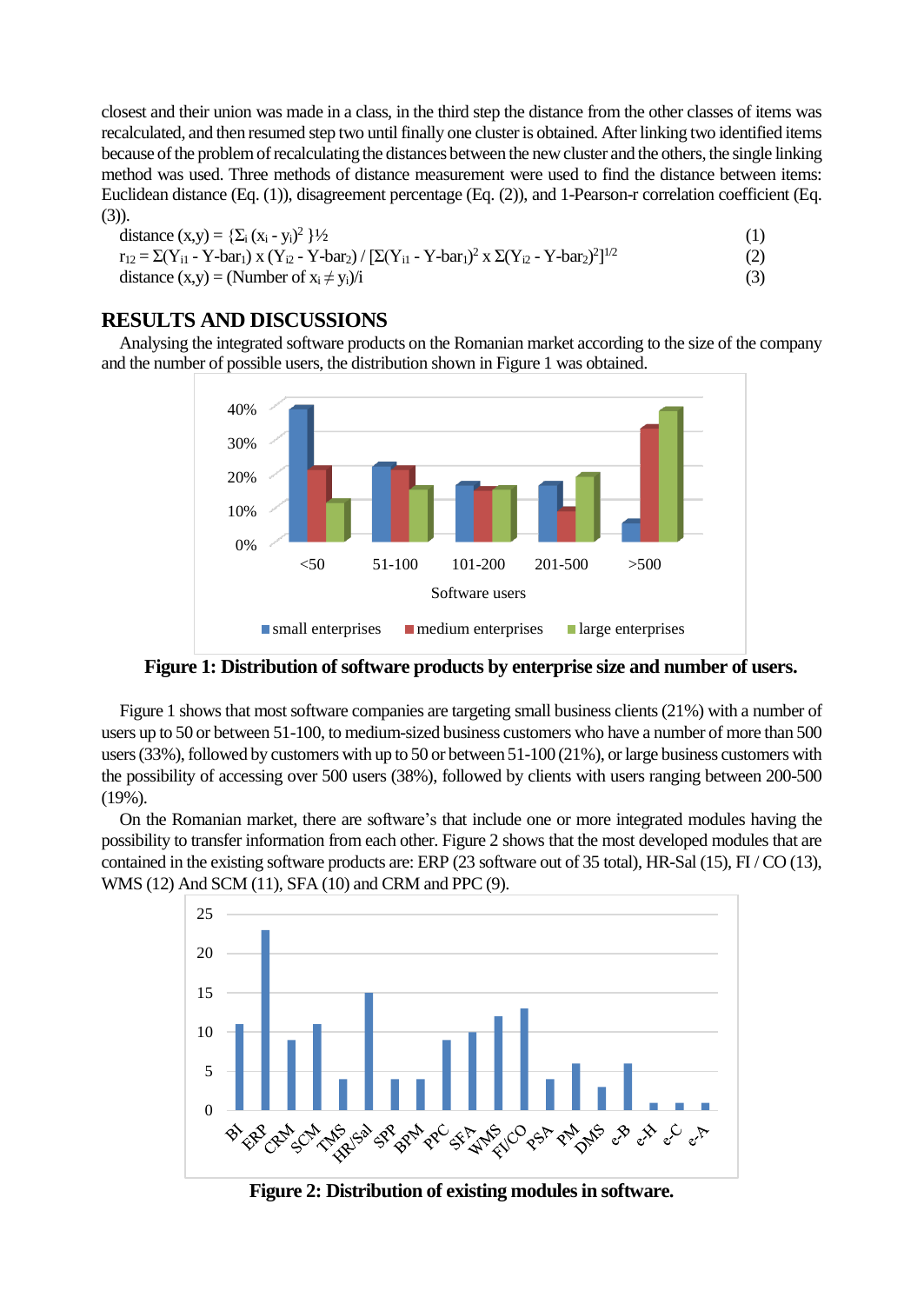closest and their union was made in a class, in the third step the distance from the other classes of items was recalculated, and then resumed step two until finally one cluster is obtained. After linking two identified items because of the problem of recalculating the distances between the new cluster and the others, the single linking method was used. Three methods of distance measurement were used to find the distance between items: Euclidean distance (Eq. (1)), disagreement percentage (Eq. (2)), and 1-Pearson-r correlation coefficient (Eq. (3)).

$$\text{distance}(x,y) = \{\Sigma_i (x_i - y_i)^2\}^{½} \tag{1}$$

$$r_{12} = \Sigma(Y_{i1} - \text{Y-bar}_1) \times (Y_{i2} - \text{Y-bar}_2) / [\Sigma(Y_{i1} - \text{Y-bar}_1)^2 \times \Sigma(Y_{i2} - \text{Y-bar}_2)^2]^{1/2} \tag{2}$$

$$\text{distance}(x,y) = (\text{Number of } x_i \neq y_i)/i \tag{3}$$

## RESULTS AND DISCUSSIONS

Analysing the integrated software products on the Romanian market according to the size of the company and the number of possible users, the distribution shown in Figure 1 was obtained.

**Figure 1: Distribution of software products by enterprise size and number of users.**

Figure 1 shows that most software companies are targeting small business clients (21%) with a number of users up to 50 or between 51-100, to medium-sized business customers who have a number of more than 500 users (33%), followed by customers with up to 50 or between 51-100 (21%), or large business customers with the possibility of accessing over 500 users (38%), followed by clients with users ranging between 200-500 (19%).

On the Romanian market, there are software's that include one or more integrated modules having the possibility to transfer information from each other. Figure 2 shows that the most developed modules that are contained in the existing software products are: ERP (23 software out of 35 total), HR-Sal (15), FI / CO (13), WMS (12) And SCM (11), SFA (10) and CRM and PPC (9).

**Figure 2: Distribution of existing modules in software.**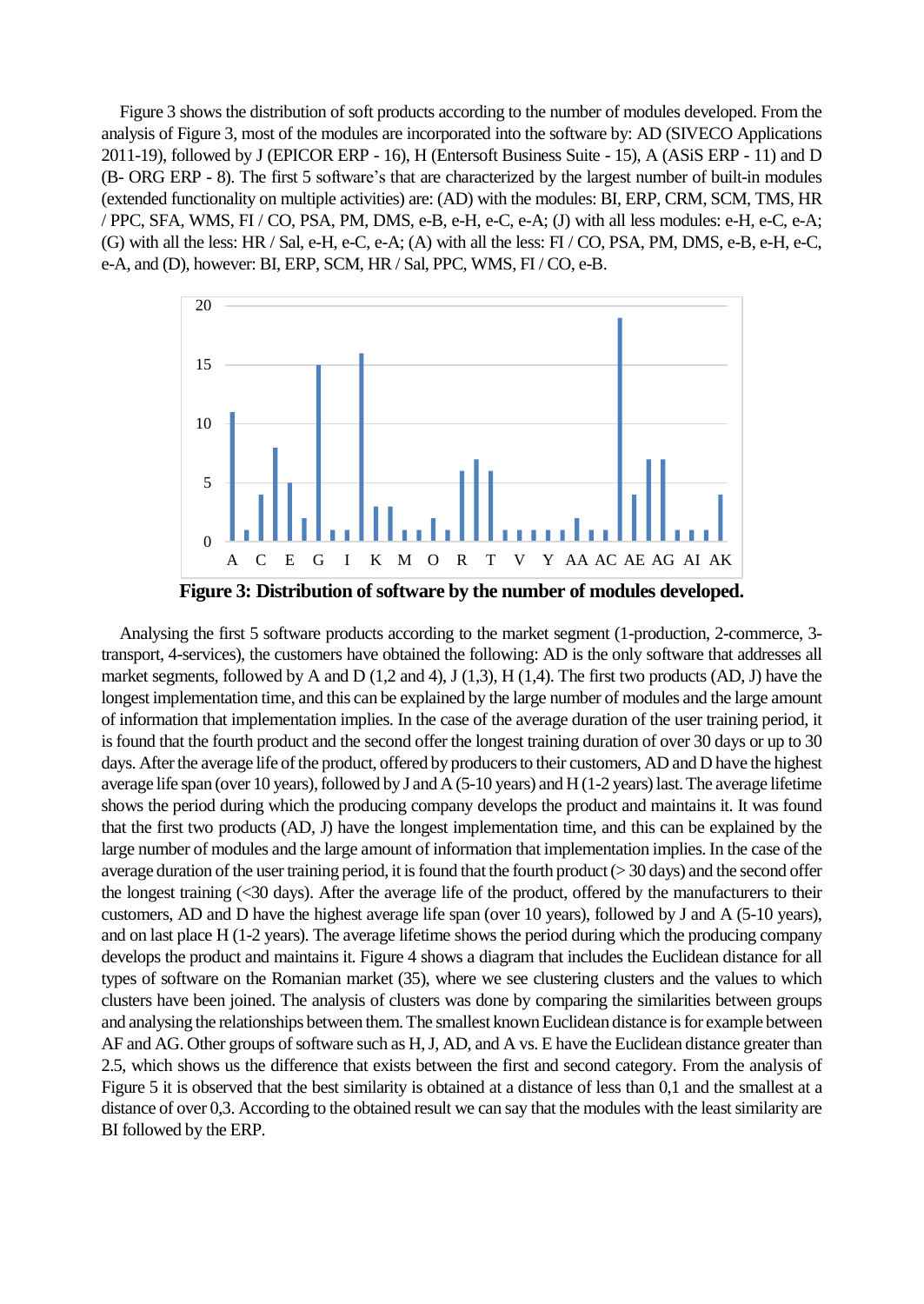Figure 3 shows the distribution of soft products according to the number of modules developed. From the analysis of Figure 3, most of the modules are incorporated into the software by: AD (SIVECO Applications 2011-19), followed by J (EPICOR ERP - 16), H (Entersoft Business Suite - 15), A (ASiS ERP - 11) and D (B- ORG ERP - 8). The first 5 software's that are characterized by the largest number of built-in modules (extended functionality on multiple activities) are: (AD) with the modules: BI, ERP, CRM, SCM, TMS, HR / PPC, SFA, WMS, FI / CO, PSA, PM, DMS, e-B, e-H, e-C, e-A; (J) with all less modules: e-H, e-C, e-A; (G) with all the less: HR / Sal, e-H, e-C, e-A; (A) with all the less: FI / CO, PSA, PM, DMS, e-B, e-H, e-C, e-A, and (D), however: BI, ERP, SCM, HR / Sal, PPC, WMS, FI / CO, e-B.

**Figure 3: Distribution of software by the number of modules developed.**

Analysing the first 5 software products according to the market segment (1-production, 2-commerce, 3-transport, 4-services), the customers have obtained the following: AD is the only software that addresses all market segments, followed by A and D (1,2 and 4), J (1,3), H (1,4). The first two products (AD, J) have the longest implementation time, and this can be explained by the large number of modules and the large amount of information that implementation implies. In the case of the average duration of the user training period, it is found that the fourth product and the second offer the longest training duration of over 30 days or up to 30 days. After the average life of the product, offered by producers to their customers, AD and D have the highest average life span (over 10 years), followed by J and A (5-10 years) and H (1-2 years) last. The average lifetime shows the period during which the producing company develops the product and maintains it. It was found that the first two products (AD, J) have the longest implementation time, and this can be explained by the large number of modules and the large amount of information that implementation implies. In the case of the average duration of the user training period, it is found that the fourth product (> 30 days) and the second offer the longest training (<30 days). After the average life of the product, offered by the manufacturers to their customers, AD and D have the highest average life span (over 10 years), followed by J and A (5-10 years), and on last place H (1-2 years). The average lifetime shows the period during which the producing company develops the product and maintains it. Figure 4 shows a diagram that includes the Euclidean distance for all types of software on the Romanian market (35), where we see clustering clusters and the values to which clusters have been joined. The analysis of clusters was done by comparing the similarities between groups and analysing the relationships between them. The smallest known Euclidean distance is for example between AF and AG. Other groups of software such as H, J, AD, and A vs. E have the Euclidean distance greater than 2.5, which shows us the difference that exists between the first and second category. From the analysis of Figure 5 it is observed that the best similarity is obtained at a distance of less than 0,1 and the smallest at a distance of over 0,3. According to the obtained result we can say that the modules with the least similarity are BI followed by the ERP.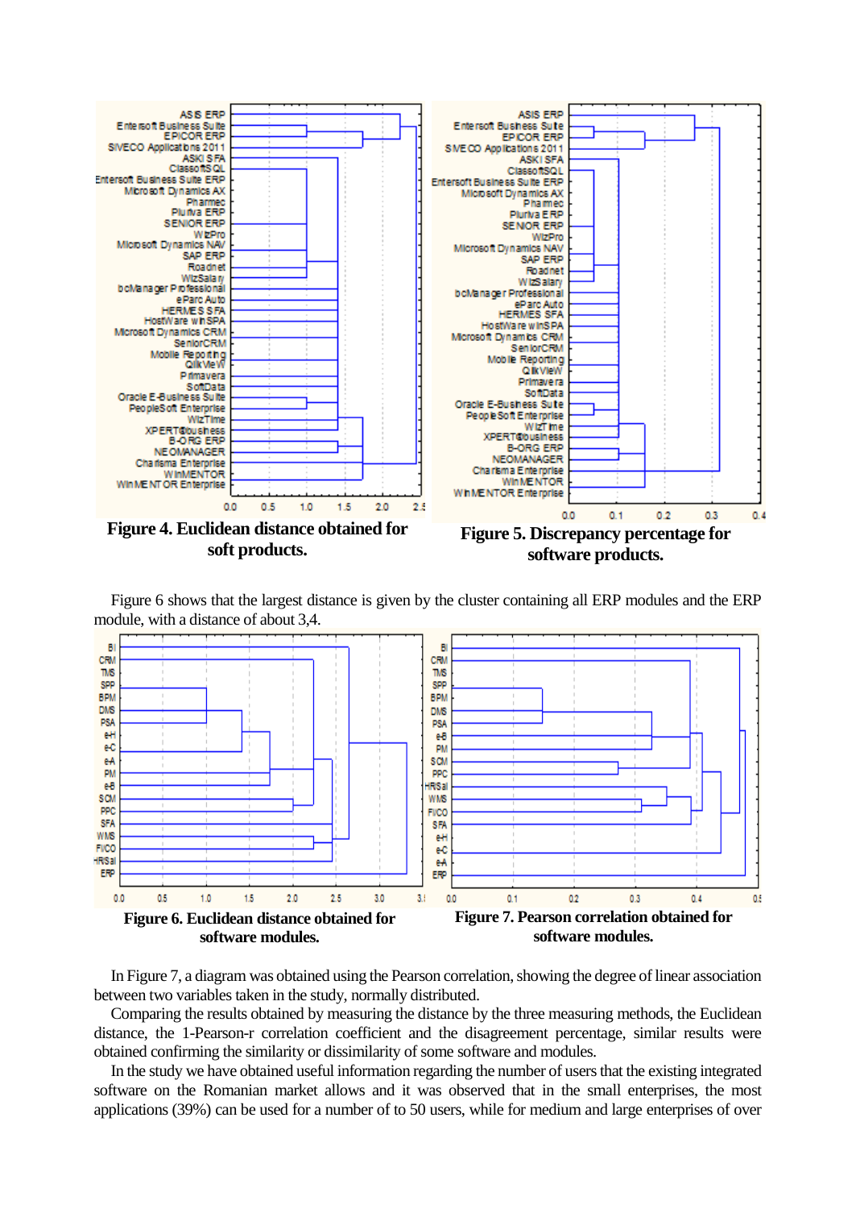Figure 4. Euclidean distance obtained for soft products.

Figure 5. Discrepancy percentage for software products.

Figure 6 shows that the largest distance is given by the cluster containing all ERP modules and the ERP module, with a distance of about 3,4.

Figure 6. Euclidean distance obtained for software modules.

Figure 7. Pearson correlation obtained for software modules.

In Figure 7, a diagram was obtained using the Pearson correlation, showing the degree of linear association between two variables taken in the study, normally distributed.

Comparing the results obtained by measuring the distance by the three measuring methods, the Euclidean distance, the 1-Pearson-r correlation coefficient and the disagreement percentage, similar results were obtained confirming the similarity or dissimilarity of some software and modules.

In the study we have obtained useful information regarding the number of users that the existing integrated software on the Romanian market allows and it was observed that in the small enterprises, the most applications (39%) can be used for a number of to 50 users, while for medium and large enterprises of over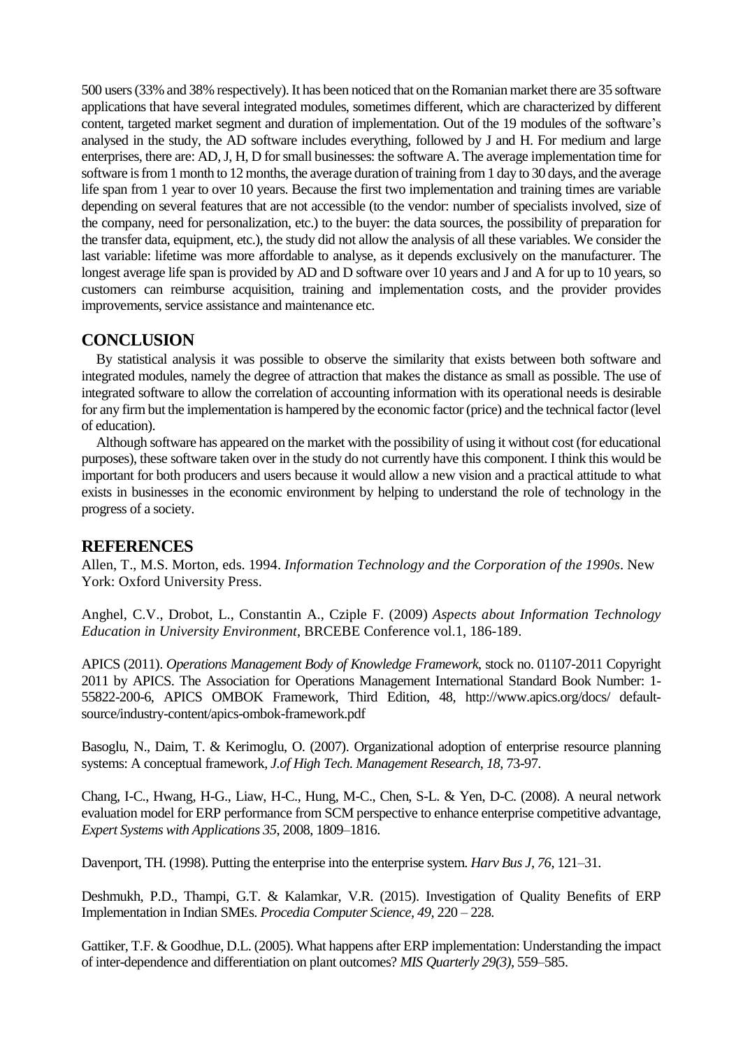500 users (33% and 38% respectively). It has been noticed that on the Romanian market there are 35 software applications that have several integrated modules, sometimes different, which are characterized by different content, targeted market segment and duration of implementation. Out of the 19 modules of the software's analysed in the study, the AD software includes everything, followed by J and H. For medium and large enterprises, there are: AD, J, H, D for small businesses: the software A. The average implementation time for software is from 1 month to 12 months, the average duration of training from 1 day to 30 days, and the average life span from 1 year to over 10 years. Because the first two implementation and training times are variable depending on several features that are not accessible (to the vendor: number of specialists involved, size of the company, need for personalization, etc.) to the buyer: the data sources, the possibility of preparation for the transfer data, equipment, etc.), the study did not allow the analysis of all these variables. We consider the last variable: lifetime was more affordable to analyse, as it depends exclusively on the manufacturer. The longest average life span is provided by AD and D software over 10 years and J and A for up to 10 years, so customers can reimburse acquisition, training and implementation costs, and the provider provides improvements, service assistance and maintenance etc.

## CONCLUSION

By statistical analysis it was possible to observe the similarity that exists between both software and integrated modules, namely the degree of attraction that makes the distance as small as possible. The use of integrated software to allow the correlation of accounting information with its operational needs is desirable for any firm but the implementation is hampered by the economic factor (price) and the technical factor (level of education).

Although software has appeared on the market with the possibility of using it without cost (for educational purposes), these software taken over in the study do not currently have this component. I think this would be important for both producers and users because it would allow a new vision and a practical attitude to what exists in businesses in the economic environment by helping to understand the role of technology in the progress of a society.

## REFERENCES

Allen, T., M.S. Morton, eds. 1994. *Information Technology and the Corporation of the 1990s*. New York: Oxford University Press.

Anghel, C.V., Drobot, L., Constantin A., Cziple F. (2009) *Aspects about Information Technology Education in University Environment*, BRCEBE Conference vol.1, 186-189.

APICS (2011). *Operations Management Body of Knowledge Framework*, stock no. 01107-2011 Copyright 2011 by APICS. The Association for Operations Management International Standard Book Number: 1-55822-200-6, APICS OMBOK Framework, Third Edition, 48, http://www.apics.org/docs/ default-source/industry-content/apics-ombok-framework.pdf

Basoglu, N., Daim, T. & Kerimoglu, O. (2007). Organizational adoption of enterprise resource planning systems: A conceptual framework, *J.of High Tech. Management Research, 18*, 73-97.

Chang, I-C., Hwang, H-G., Liaw, H-C., Hung, M-C., Chen, S-L. & Yen, D-C. (2008). A neural network evaluation model for ERP performance from SCM perspective to enhance enterprise competitive advantage, *Expert Systems with Applications 35*, 2008, 1809–1816.

Davenport, TH. (1998). Putting the enterprise into the enterprise system. *Harv Bus J, 76*, 121–31.

Deshmukh, P.D., Thampi, G.T. & Kalamkar, V.R. (2015). Investigation of Quality Benefits of ERP Implementation in Indian SMEs. *Procedia Computer Science, 49*, 220 – 228.

Gattiker, T.F. & Goodhue, D.L. (2005). What happens after ERP implementation: Understanding the impact of inter-dependence and differentiation on plant outcomes? *MIS Quarterly 29(3)*, 559–585.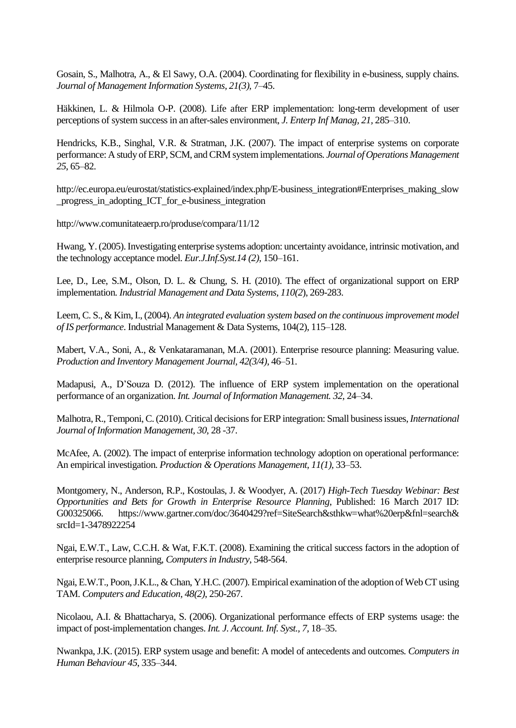Gosain, S., Malhotra, A., & El Sawy, O.A. (2004). Coordinating for flexibility in e-business, supply chains. *Journal of Management Information Systems, 21(3)*, 7–45.

Häkkinen, L. & Hilmola O-P. (2008). Life after ERP implementation: long-term development of user perceptions of system success in an after-sales environment, *J. Enterp Inf Manag, 21*, 285–310.

Hendricks, K.B., Singhal, V.R. & Stratman, J.K. (2007). The impact of enterprise systems on corporate performance: A study of ERP, SCM, and CRM system implementations. *Journal of Operations Management 25*, 65–82.

http://ec.europa.eu/eurostat/statistics-explained/index.php/E-business_integration#Enterprises_making_slow_progress_in_adopting_ICT_for_e-business_integration

http://www.comunitateaerp.ro/produse/compara/11/12

Hwang, Y. (2005). Investigating enterprise systems adoption: uncertainty avoidance, intrinsic motivation, and the technology acceptance model. *Eur.J.Inf.Syst.14 (2)*, 150–161.

Lee, D., Lee, S.M., Olson, D. L. & Chung, S. H. (2010). The effect of organizational support on ERP implementation. *Industrial Management and Data Systems, 110(2*), 269-283.

Leem, C. S., & Kim, I., (2004). *An integrated evaluation system based on the continuous improvement model of IS performance*. Industrial Management & Data Systems, 104(2), 115–128.

Mabert, V.A., Soni, A., & Venkataramanan, M.A. (2001). Enterprise resource planning: Measuring value. *Production and Inventory Management Journal, 42(3/4)*, 46–51.

Madapusi, A., D'Souza D. (2012). The influence of ERP system implementation on the operational performance of an organization. *Int. Journal of Information Management. 32*, 24–34.

Malhotra, R., Temponi, C. (2010). Critical decisions for ERP integration: Small business issues, *International Journal of Information Management, 30*, 28 -37.

McAfee, A. (2002). The impact of enterprise information technology adoption on operational performance: An empirical investigation. *Production & Operations Management, 11(1)*, 33–53.

Montgomery, N., Anderson, R.P., Kostoulas, J. & Woodyer, A. (2017) *High-Tech Tuesday Webinar: Best Opportunities and Bets for Growth in Enterprise Resource Planning*, Published: 16 March 2017 ID: G00325066. https://www.gartner.com/doc/3640429?ref=SiteSearch&sthkw=what%20erp&fnl=search&srcId=1-3478922254

Ngai, E.W.T., Law, C.C.H. & Wat, F.K.T. (2008). Examining the critical success factors in the adoption of enterprise resource planning, *Computers in Industry*, 548-564.

Ngai, E.W.T., Poon, J.K.L., & Chan, Y.H.C. (2007). Empirical examination of the adoption of Web CT using TAM. *Computers and Education, 48(2)*, 250-267.

Nicolaou, A.I. & Bhattacharya, S. (2006). Organizational performance effects of ERP systems usage: the impact of post-implementation changes. *Int. J. Account. Inf. Syst., 7*, 18–35.

Nwankpa, J.K. (2015). ERP system usage and benefit: A model of antecedents and outcomes. *Computers in Human Behaviour 45*, 335–344.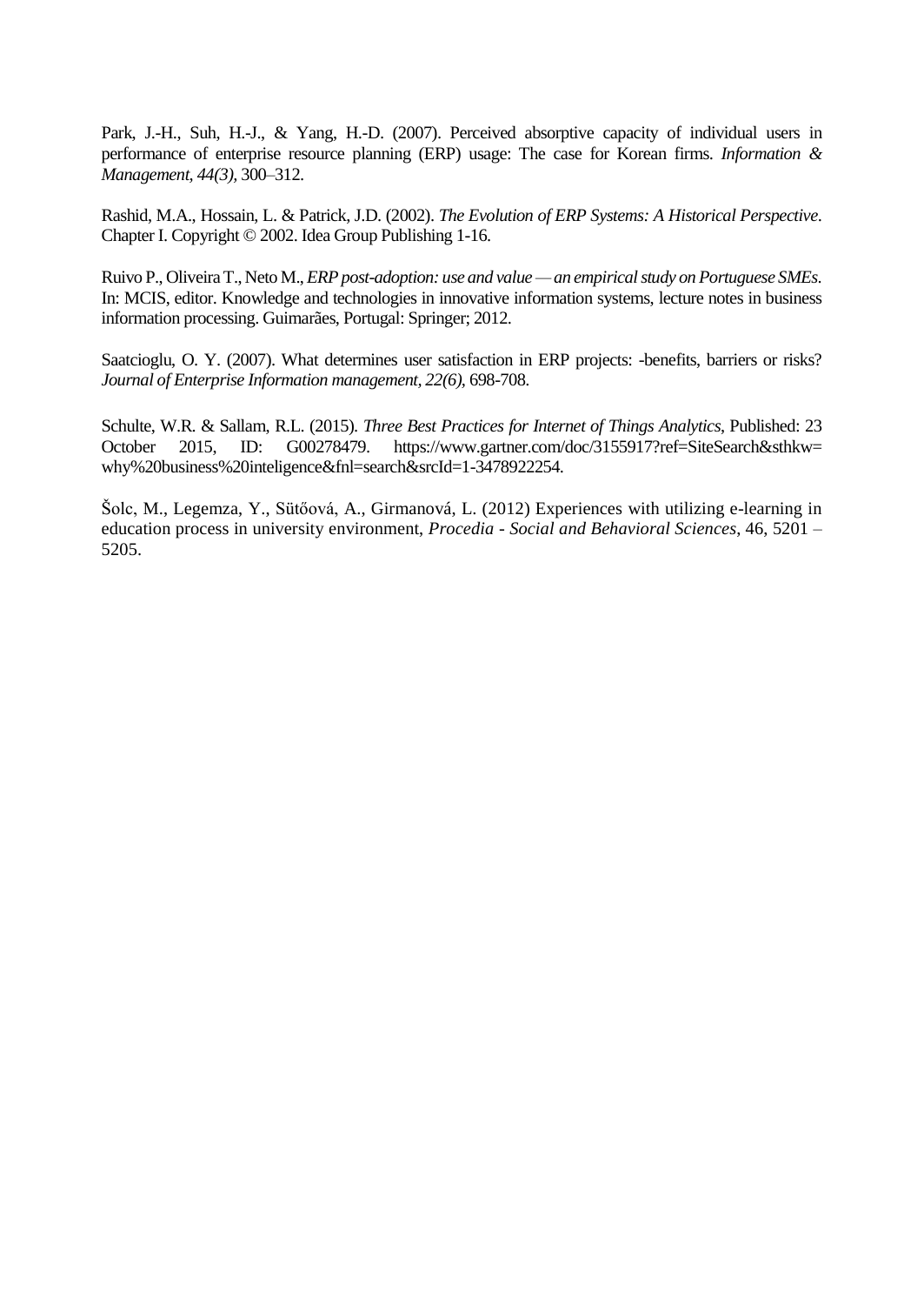Park, J.-H., Suh, H.-J., & Yang, H.-D. (2007). Perceived absorptive capacity of individual users in performance of enterprise resource planning (ERP) usage: The case for Korean firms. *Information & Management, 44(3)*, 300–312.

Rashid, M.A., Hossain, L. & Patrick, J.D. (2002). *The Evolution of ERP Systems: A Historical Perspective*. Chapter I. Copyright © 2002. Idea Group Publishing 1-16.

Ruivo P., Oliveira T., Neto M., *ERP post-adoption: use and value — an empirical study on Portuguese SMEs*. In: MCIS, editor. Knowledge and technologies in innovative information systems, lecture notes in business information processing. Guimarães, Portugal: Springer; 2012.

Saatcioglu, O. Y. (2007). What determines user satisfaction in ERP projects: -benefits, barriers or risks? *Journal of Enterprise Information management, 22(6)*, 698-708.

Schulte, W.R. & Sallam, R.L. (2015). *Three Best Practices for Internet of Things Analytics*, Published: 23 October 2015, ID: G00278479. https://www.gartner.com/doc/3155917?ref=SiteSearch&sthkw=why%20business%20inteligence&fnl=search&srcId=1-3478922254.

Šolc, M., Legemza, Y., Sütőová, A., Girmanová, L. (2012) Experiences with utilizing e-learning in education process in university environment, *Procedia - Social and Behavioral Sciences*, 46, 5201 – 5205.